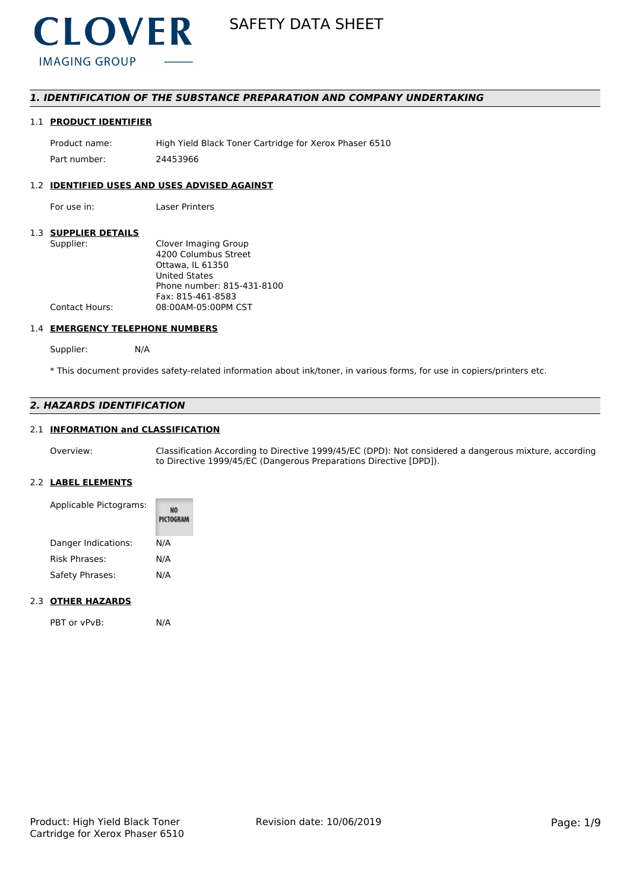# SAFETY DATA SHEET

CLOVER IMAGING GROUP

## 1. IDENTIFICATION OF THE SUBSTANCE PREPARATION AND COMPANY UNDERTAKING

### 1.1 PRODUCT IDENTIFIER

| | |
|---|---|
| Product name: | High Yield Black Toner Cartridge for Xerox Phaser 6510 |
| Part number: | 24453966 |

### 1.2 IDENTIFIED USES AND USES ADVISED AGAINST

| | |
|---|---|
| For use in: | Laser Printers |

### 1.3 SUPPLIER DETAILS

| | |
|---|---|
| Supplier: | Clover Imaging Group<br>4200 Columbus Street<br>Ottawa, IL 61350<br>United States<br>Phone number: 815-431-8100<br>Fax: 815-461-8583 |
| Contact Hours: | 08:00AM-05:00PM CST |

### 1.4 EMERGENCY TELEPHONE NUMBERS

| | |
|---|---|
| Supplier: | N/A |

* This document provides safety-related information about ink/toner, in various forms, for use in copiers/printers etc.

## 2. HAZARDS IDENTIFICATION

### 2.1 INFORMATION and CLASSIFICATION

| | |
|---|---|
| Overview: | Classification According to Directive 1999/45/EC (DPD): Not considered a dangerous mixture, according to Directive 1999/45/EC (Dangerous Preparations Directive [DPD]). |

### 2.2 LABEL ELEMENTS

| | |
|---|---|
| Applicable Pictograms: | NO PICTOGRAM |
| Danger Indications: | N/A |
| Risk Phrases: | N/A |
| Safety Phrases: | N/A |

### 2.3 OTHER HAZARDS

| | |
|---|---|
| PBT or vPvB: | N/A |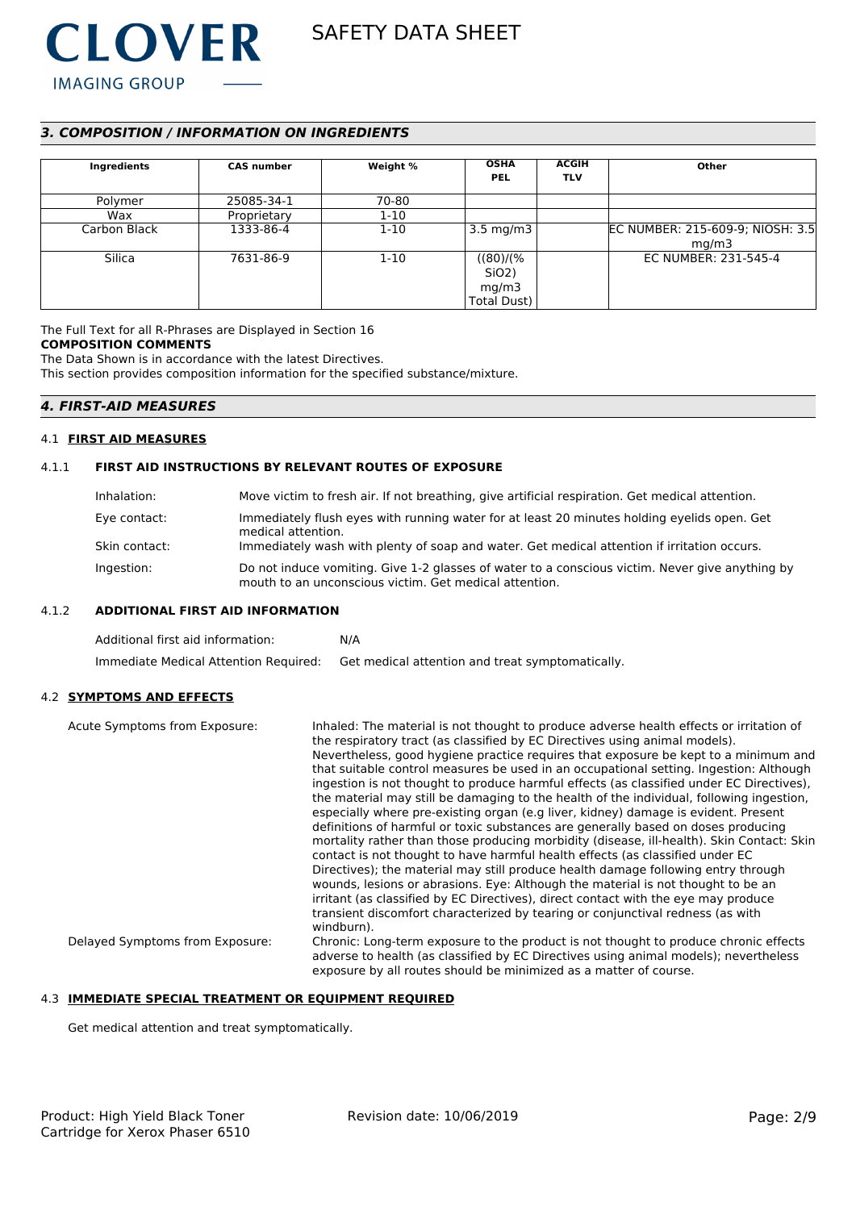## *3. COMPOSITION / INFORMATION ON INGREDIENTS*

| Ingredients | CAS number | Weight % | OSHA PEL | ACGIH TLV | Other |
|---|---|---|---|---|---|
| Polymer | 25085-34-1 | 70-80 | | | |
| Wax | Proprietary | 1-10 | | | |
| Carbon Black | 1333-86-4 | 1-10 | 3.5 mg/m3 | | EC NUMBER: 215-609-9; NIOSH: 3.5 mg/m3 |
| Silica | 7631-86-9 | 1-10 | ((80)/(% SiO2) mg/m3 Total Dust) | | EC NUMBER: 231-545-4 |

The Full Text for all R-Phrases are Displayed in Section 16

**COMPOSITION COMMENTS**

The Data Shown is in accordance with the latest Directives.
This section provides composition information for the specified substance/mixture.

## *4. FIRST-AID MEASURES*

### 4.1 FIRST AID MEASURES

#### 4.1.1 FIRST AID INSTRUCTIONS BY RELEVANT ROUTES OF EXPOSURE

Inhalation: Move victim to fresh air. If not breathing, give artificial respiration. Get medical attention.

Eye contact: Immediately flush eyes with running water for at least 20 minutes holding eyelids open. Get medical attention.

Skin contact: Immediately wash with plenty of soap and water. Get medical attention if irritation occurs.

Ingestion: Do not induce vomiting. Give 1-2 glasses of water to a conscious victim. Never give anything by mouth to an unconscious victim. Get medical attention.

#### 4.1.2 ADDITIONAL FIRST AID INFORMATION

Additional first aid information: N/A

Immediate Medical Attention Required: Get medical attention and treat symptomatically.

### 4.2 SYMPTOMS AND EFFECTS

Acute Symptoms from Exposure: Inhaled: The material is not thought to produce adverse health effects or irritation of the respiratory tract (as classified by EC Directives using animal models). Nevertheless, good hygiene practice requires that exposure be kept to a minimum and that suitable control measures be used in an occupational setting. Ingestion: Although ingestion is not thought to produce harmful effects (as classified under EC Directives), the material may still be damaging to the health of the individual, following ingestion, especially where pre-existing organ (e.g liver, kidney) damage is evident. Present definitions of harmful or toxic substances are generally based on doses producing mortality rather than those producing morbidity (disease, ill-health). Skin Contact: Skin contact is not thought to have harmful health effects (as classified under EC Directives); the material may still produce health damage following entry through wounds, lesions or abrasions. Eye: Although the material is not thought to be an irritant (as classified by EC Directives), direct contact with the eye may produce transient discomfort characterized by tearing or conjunctival redness (as with windburn).

Delayed Symptoms from Exposure: Chronic: Long-term exposure to the product is not thought to produce chronic effects adverse to health (as classified by EC Directives using animal models); nevertheless exposure by all routes should be minimized as a matter of course.

### 4.3 IMMEDIATE SPECIAL TREATMENT OR EQUIPMENT REQUIRED

Get medical attention and treat symptomatically.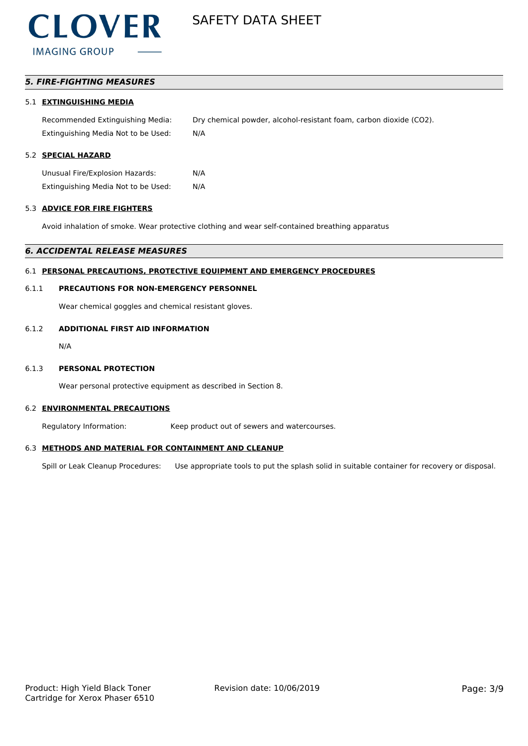## *5. FIRE-FIGHTING MEASURES*

### 5.1 EXTINGUISHING MEDIA

Recommended Extinguishing Media: Dry chemical powder, alcohol-resistant foam, carbon dioxide ($CO_2$).

Extinguishing Media Not to be Used: N/A

### 5.2 SPECIAL HAZARD

Unusual Fire/Explosion Hazards: N/A

Extinguishing Media Not to be Used: N/A

### 5.3 ADVICE FOR FIRE FIGHTERS

Avoid inhalation of smoke. Wear protective clothing and wear self-contained breathing apparatus

## *6. ACCIDENTAL RELEASE MEASURES*

### 6.1 PERSONAL PRECAUTIONS, PROTECTIVE EQUIPMENT AND EMERGENCY PROCEDURES

#### 6.1.1 PRECAUTIONS FOR NON-EMERGENCY PERSONNEL

Wear chemical goggles and chemical resistant gloves.

#### 6.1.2 ADDITIONAL FIRST AID INFORMATION

N/A

#### 6.1.3 PERSONAL PROTECTION

Wear personal protective equipment as described in Section 8.

### 6.2 ENVIRONMENTAL PRECAUTIONS

Regulatory Information: Keep product out of sewers and watercourses.

### 6.3 METHODS AND MATERIAL FOR CONTAINMENT AND CLEANUP

Spill or Leak Cleanup Procedures: Use appropriate tools to put the splash solid in suitable container for recovery or disposal.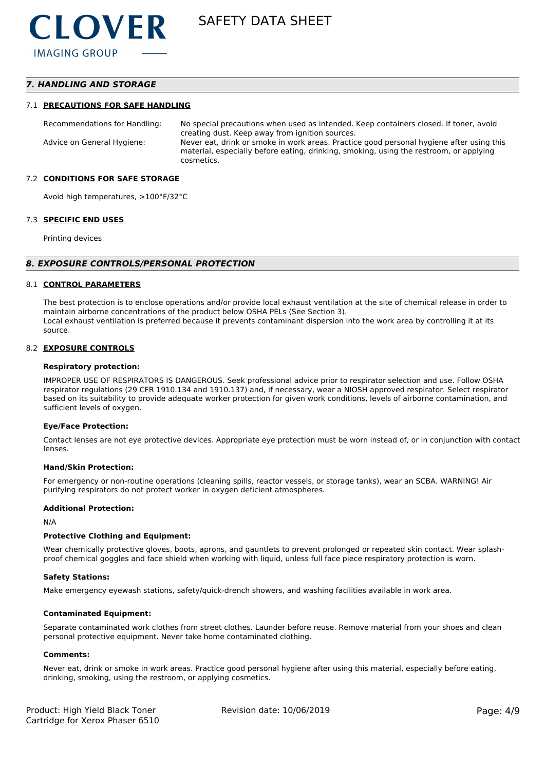## 7. HANDLING AND STORAGE

### 7.1 PRECAUTIONS FOR SAFE HANDLING

| | |
|---|---|
| Recommendations for Handling: | No special precautions when used as intended. Keep containers closed. If toner, avoid creating dust. Keep away from ignition sources. |
| Advice on General Hygiene: | Never eat, drink or smoke in work areas. Practice good personal hygiene after using this material, especially before eating, drinking, smoking, using the restroom, or applying cosmetics. |

### 7.2 CONDITIONS FOR SAFE STORAGE

Avoid high temperatures, >100°F/32°C

### 7.3 SPECIFIC END USES

Printing devices

## 8. EXPOSURE CONTROLS/PERSONAL PROTECTION

### 8.1 CONTROL PARAMETERS

The best protection is to enclose operations and/or provide local exhaust ventilation at the site of chemical release in order to maintain airborne concentrations of the product below OSHA PELs (See Section 3).
Local exhaust ventilation is preferred because it prevents contaminant dispersion into the work area by controlling it at its source.

### 8.2 EXPOSURE CONTROLS

**Respiratory protection:**

IMPROPER USE OF RESPIRATORS IS DANGEROUS. Seek professional advice prior to respirator selection and use. Follow OSHA respirator regulations (29 CFR 1910.134 and 1910.137) and, if necessary, wear a NIOSH approved respirator. Select respirator based on its suitability to provide adequate worker protection for given work conditions, levels of airborne contamination, and sufficient levels of oxygen.

**Eye/Face Protection:**

Contact lenses are not eye protective devices. Appropriate eye protection must be worn instead of, or in conjunction with contact lenses.

**Hand/Skin Protection:**

For emergency or non-routine operations (cleaning spills, reactor vessels, or storage tanks), wear an SCBA. WARNING! Air purifying respirators do not protect worker in oxygen deficient atmospheres.

**Additional Protection:**

N/A

**Protective Clothing and Equipment:**

Wear chemically protective gloves, boots, aprons, and gauntlets to prevent prolonged or repeated skin contact. Wear splash-proof chemical goggles and face shield when working with liquid, unless full face piece respiratory protection is worn.

**Safety Stations:**

Make emergency eyewash stations, safety/quick-drench showers, and washing facilities available in work area.

**Contaminated Equipment:**

Separate contaminated work clothes from street clothes. Launder before reuse. Remove material from your shoes and clean personal protective equipment. Never take home contaminated clothing.

**Comments:**

Never eat, drink or smoke in work areas. Practice good personal hygiene after using this material, especially before eating, drinking, smoking, using the restroom, or applying cosmetics.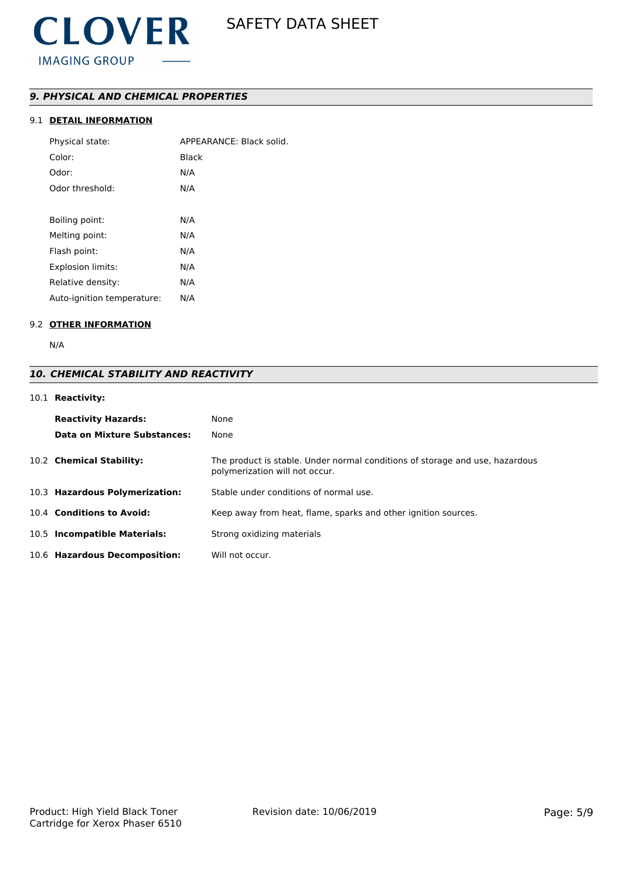## *9. PHYSICAL AND CHEMICAL PROPERTIES*

### 9.1 DETAIL INFORMATION

| | |
|---|---|
| Physical state: | APPEARANCE: Black solid. |
| Color: | Black |
| Odor: | N/A |
| Odor threshold: | N/A |
| | |
| Boiling point: | N/A |
| Melting point: | N/A |
| Flash point: | N/A |
| Explosion limits: | N/A |
| Relative density: | N/A |
| Auto-ignition temperature: | N/A |

### 9.2 OTHER INFORMATION

N/A

## *10. CHEMICAL STABILITY AND REACTIVITY*

### 10.1 Reactivity:

| | |
|---|---|
| **Reactivity Hazards:** | None |
| **Data on Mixture Substances:** | None |

| | |
|---|---|
| 10.2 **Chemical Stability:** | The product is stable. Under normal conditions of storage and use, hazardous polymerization will not occur. |
| 10.3 **Hazardous Polymerization:** | Stable under conditions of normal use. |
| 10.4 **Conditions to Avoid:** | Keep away from heat, flame, sparks and other ignition sources. |
| 10.5 **Incompatible Materials:** | Strong oxidizing materials |
| 10.6 **Hazardous Decomposition:** | Will not occur. |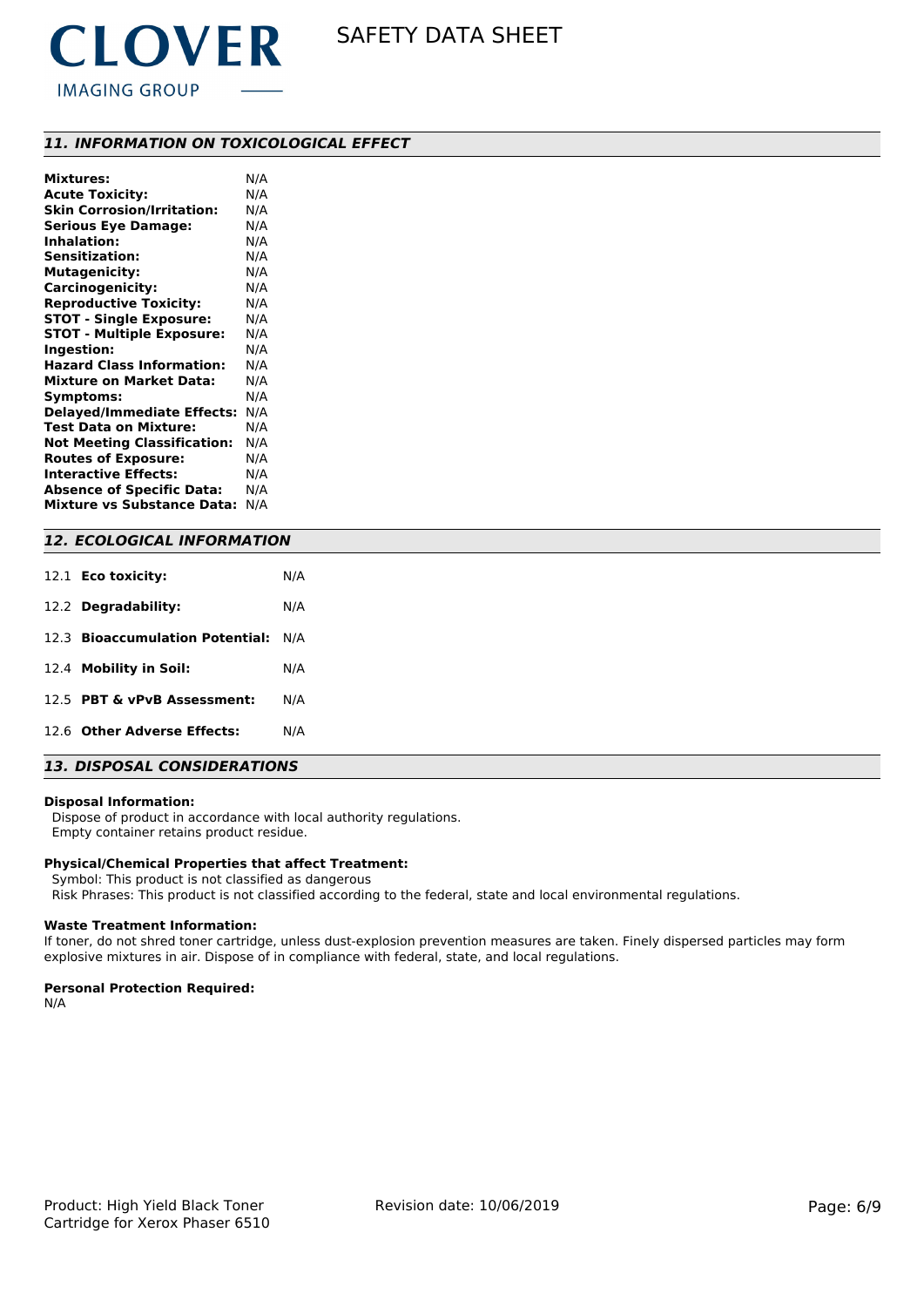## 11. INFORMATION ON TOXICOLOGICAL EFFECT

| | |
|---|---|
| **Mixtures:** | N/A |
| **Acute Toxicity:** | N/A |
| **Skin Corrosion/Irritation:** | N/A |
| **Serious Eye Damage:** | N/A |
| **Inhalation:** | N/A |
| **Sensitization:** | N/A |
| **Mutagenicity:** | N/A |
| **Carcinogenicity:** | N/A |
| **Reproductive Toxicity:** | N/A |
| **STOT - Single Exposure:** | N/A |
| **STOT - Multiple Exposure:** | N/A |
| **Ingestion:** | N/A |
| **Hazard Class Information:** | N/A |
| **Mixture on Market Data:** | N/A |
| **Symptoms:** | N/A |
| **Delayed/Immediate Effects:** | N/A |
| **Test Data on Mixture:** | N/A |
| **Not Meeting Classification:** | N/A |
| **Routes of Exposure:** | N/A |
| **Interactive Effects:** | N/A |
| **Absence of Specific Data:** | N/A |
| **Mixture vs Substance Data:** | N/A |

## 12. ECOLOGICAL INFORMATION

| | | |
|---|---|---|
| 12.1 | **Eco toxicity:** | N/A |
| 12.2 | **Degradability:** | N/A |
| 12.3 | **Bioaccumulation Potential:** | N/A |
| 12.4 | **Mobility in Soil:** | N/A |
| 12.5 | **PBT & vPvB Assessment:** | N/A |
| 12.6 | **Other Adverse Effects:** | N/A |

## 13. DISPOSAL CONSIDERATIONS

**Disposal Information:**

Dispose of product in accordance with local authority regulations.
Empty container retains product residue.

**Physical/Chemical Properties that affect Treatment:**

Symbol: This product is not classified as dangerous
Risk Phrases: This product is not classified according to the federal, state and local environmental regulations.

**Waste Treatment Information:**

If toner, do not shred toner cartridge, unless dust-explosion prevention measures are taken. Finely dispersed particles may form explosive mixtures in air. Dispose of in compliance with federal, state, and local regulations.

**Personal Protection Required:**

N/A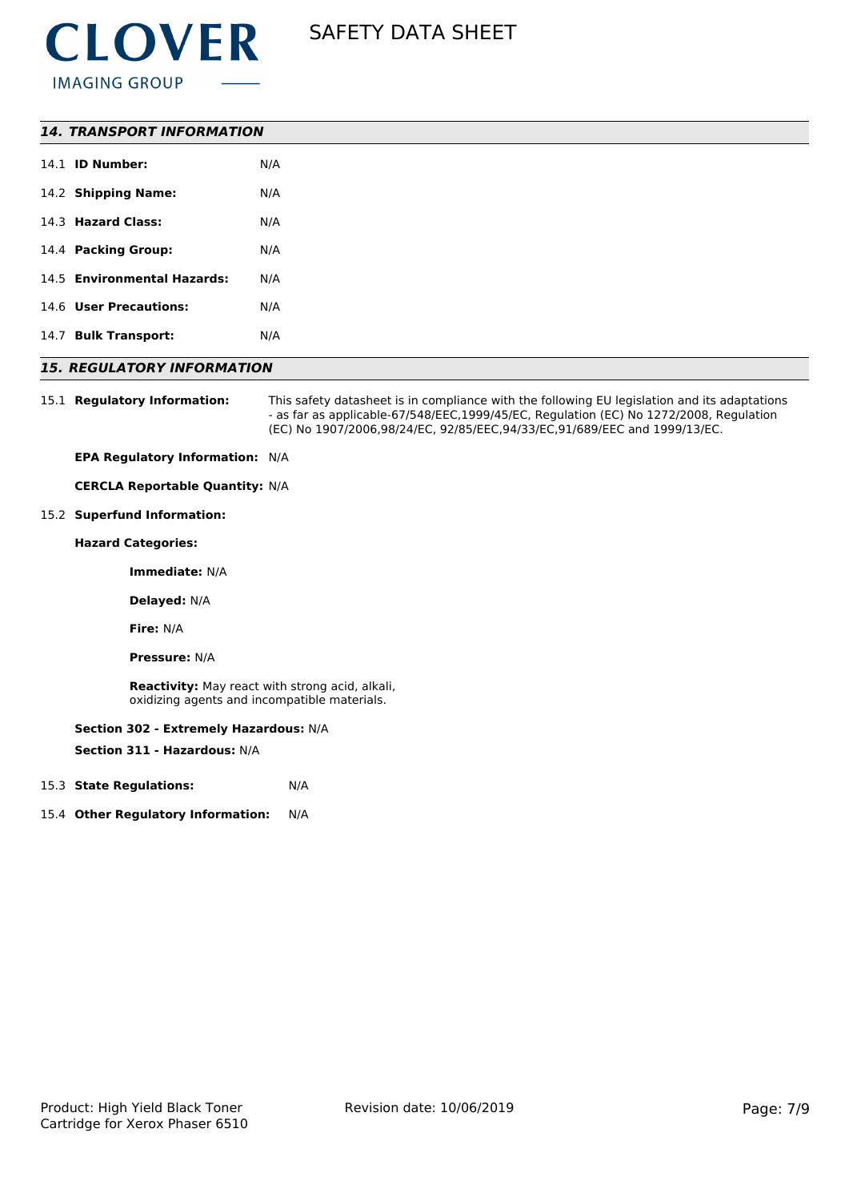## *14. TRANSPORT INFORMATION*

14.1 **ID Number:** N/A

14.2 **Shipping Name:** N/A

14.3 **Hazard Class:** N/A

14.4 **Packing Group:** N/A

14.5 **Environmental Hazards:** N/A

14.6 **User Precautions:** N/A

14.7 **Bulk Transport:** N/A

## *15. REGULATORY INFORMATION*

15.1 **Regulatory Information:** This safety datasheet is in compliance with the following EU legislation and its adaptations - as far as applicable-67/548/EEC,1999/45/EC, Regulation (EC) No 1272/2008, Regulation (EC) No 1907/2006,98/24/EC, 92/85/EEC,94/33/EC,91/689/EEC and 1999/13/EC.

**EPA Regulatory Information:** N/A

**CERCLA Reportable Quantity:** N/A

15.2 **Superfund Information:**

**Hazard Categories:**

**Immediate:** N/A

**Delayed:** N/A

**Fire:** N/A

**Pressure:** N/A

**Reactivity:** May react with strong acid, alkali, oxidizing agents and incompatible materials.

**Section 302 - Extremely Hazardous:** N/A

**Section 311 - Hazardous:** N/A

15.3 **State Regulations:** N/A

15.4 **Other Regulatory Information:** N/A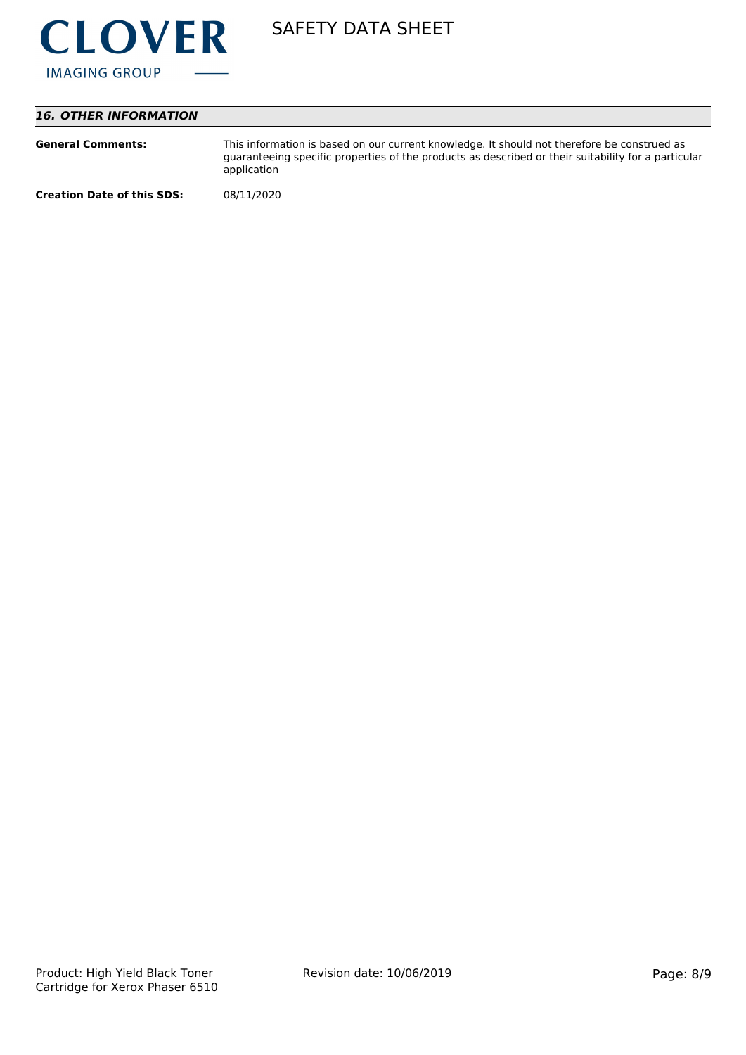## *16. OTHER INFORMATION*

| | |
|---|---|
| **General Comments:** | This information is based on our current knowledge. It should not therefore be construed as guaranteeing specific properties of the products as described or their suitability for a particular application |
| **Creation Date of this SDS:** | 08/11/2020 |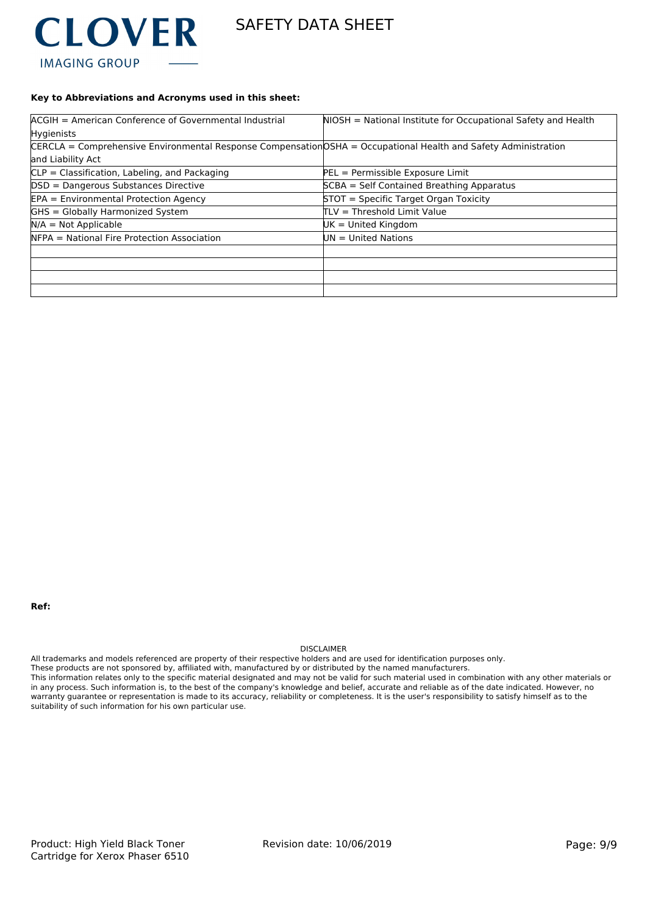**Key to Abbreviations and Acronyms used in this sheet:**

| | |
|---|---|
| ACGIH = American Conference of Governmental Industrial Hygienists | NIOSH = National Institute for Occupational Safety and Health |
| CERCLA = Comprehensive Environmental Response Compensation and Liability Act | OSHA = Occupational Health and Safety Administration |
| CLP = Classification, Labeling, and Packaging | PEL = Permissible Exposure Limit |
| DSD = Dangerous Substances Directive | SCBA = Self Contained Breathing Apparatus |
| EPA = Environmental Protection Agency | STOT = Specific Target Organ Toxicity |
| GHS = Globally Harmonized System | TLV = Threshold Limit Value |
| N/A = Not Applicable | UK = United Kingdom |
| NFPA = National Fire Protection Association | UN = United Nations |
| | |
| | |
| | |
| | |

**Ref:**

DISCLAIMER

All trademarks and models referenced are property of their respective holders and are used for identification purposes only.
These products are not sponsored by, affiliated with, manufactured by or distributed by the named manufacturers.
This information relates only to the specific material designated and may not be valid for such material used in combination with any other materials or in any process. Such information is, to the best of the company's knowledge and belief, accurate and reliable as of the date indicated. However, no warranty guarantee or representation is made to its accuracy, reliability or completeness. It is the user's responsibility to satisfy himself as to the suitability of such information for his own particular use.